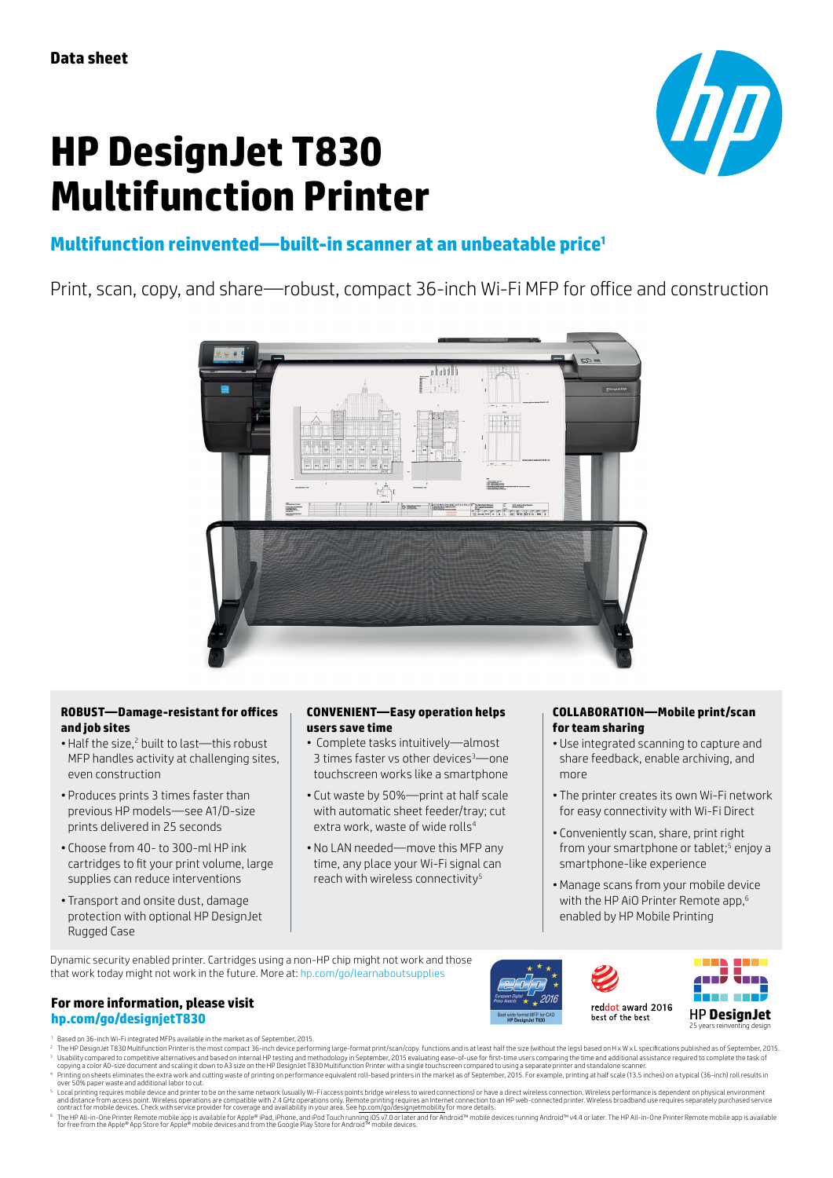Data sheet

# HP DesignJet T830 Multifunction Printer

## Multifunction reinvented—built-in scanner at an unbeatable price[1]

Print, scan, copy, and share—robust, compact 36-inch Wi-Fi MFP for office and construction

### ROBUST—Damage-resistant for offices and job sites

- Half the size,[2] built to last—this robust MFP handles activity at challenging sites, even construction
- Produces prints 3 times faster than previous HP models—see A1/D-size prints delivered in 25 seconds
- Choose from 40- to 300-ml HP ink cartridges to fit your print volume, large supplies can reduce interventions
- Transport and onsite dust, damage protection with optional HP DesignJet Rugged Case

### CONVENIENT—Easy operation helps users save time

- Complete tasks intuitively—almost 3 times faster vs other devices[3]—one touchscreen works like a smartphone
- Cut waste by 50%—print at half scale with automatic sheet feeder/tray; cut extra work, waste of wide rolls[4]
- No LAN needed—move this MFP any time, any place your Wi-Fi signal can reach with wireless connectivity[5]

### COLLABORATION—Mobile print/scan for team sharing

- Use integrated scanning to capture and share feedback, enable archiving, and more
- The printer creates its own Wi-Fi network for easy connectivity with Wi-Fi Direct
- Conveniently scan, share, print right from your smartphone or tablet;[5] enjoy a smartphone-like experience
- Manage scans from your mobile device with the HP AiO Printer Remote app,[6] enabled by HP Mobile Printing

Dynamic security enabled printer. Cartridges using a non-HP chip might not work and those that work today might not work in the future. More at: hp.com/go/learnaboutsupplies

**For more information, please visit**
**hp.com/go/designjetT830**

EDP European Digital Press Awards 2016 — Best wide format MFP for CAD HP DesignJet T830

reddot award 2016 best of the best

HP DesignJet 25 years reinventing design

1 Based on 36-inch Wi-Fi integrated MFPs available in the market as of September, 2015.

2 The HP DesignJet T830 Multifunction Printer is the most compact 36-inch device performing large-format print/scan/copy functions and is at least half the size (without the legs) based on H x W x L specifications published as of September, 2015.

3 Usability compared to competitive alternatives and based on internal HP testing and methodology in September, 2015 evaluating ease-of-use for first-time users comparing the time and additional assistance required to complete the task of copying a color A0-size document and scaling it down to A3 size on the HP DesignJet T830 Multifunction Printer with a single touchscreen compared to using a separate printer and standalone scanner.

4 Printing on sheets eliminates the extra work and cutting waste of printing on performance equivalent roll-based printers in the market as of September, 2015. For example, printing at half scale (13.5 inches) on a typical (36-inch) roll results in over 50% paper waste and additional labor to cut.

5 Local printing requires mobile device and printer to be on the same network (usually Wi-Fi access points bridge wireless to wired connections) or have a direct wireless connection. Wireless performance is dependent on physical environment and distance from access point. Wireless operations are compatible with 2.4 GHz operations only. Remote printing requires an Internet connection to an HP web-connected printer. Wireless broadband use requires separately purchased service contract for mobile devices. Check with service provider for coverage and availability in your area. See hp.com/go/designjetmobility for more details.

6 The HP All-in-One Printer Remote mobile app is available for Apple® iPad, iPhone, and iPod Touch running iOS v7.0 or later and for Android™ mobile devices running Android™ v4.4 or later. The HP All-in-One Printer Remote mobile app is available for free from the Apple® App Store for Apple® mobile devices and from the Google Play Store for Android™ mobile devices.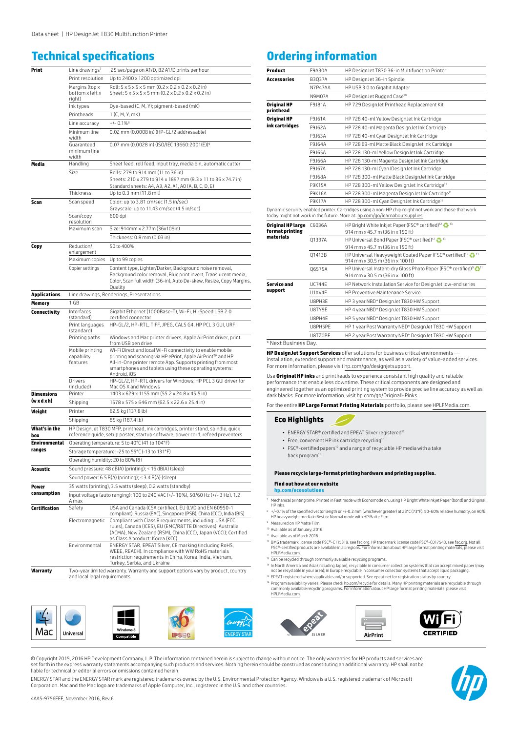# Technical specifications

| | | |
|---|---|---|
| **Print** | Line drawings[7] | 25 sec/page on A1/D, 82 A1/D prints per hour |
| | Print resolution | Up to 2400 x 1200 optimized dpi |
| | Margins (top x bottom x left x right) | Roll: 5 x 5 x 5 x 5 mm (0.2 x 0.2 x 0.2 x 0.2 in)<br>Sheet: 5 x 5 x 5 x 5 mm (0.2 x 0.2 x 0.2 x 0.2 in) |
| | Ink types | Dye-based (C, M, Y); pigment-based (mK) |
| | Printheads | 1 (C, M, Y, mK) |
| | Line accuracy | +/- 0.1%[8] |
| | Minimum line width | 0.02 mm (0.0008 in) (HP-GL/2 addressable) |
| | Guaranteed minimum line width | 0.07 mm (0.0028 in) (ISO/IEC 13660:2001(E))[9] |
| **Media** | Handling | Sheet feed, roll feed, input tray, media bin, automatic cutter |
| | Size | Rolls: 279 to 914 mm (11 to 36 in)<br>Sheets: 210 x 279 to 914 x 1897 mm (8.3 x 11 to 36 x 74.7 in)<br>Standard sheets: A4, A3, A2, A1, A0 (A, B, C, D, E) |
| | Thickness | Up to 0.3 mm (11.8 mil) |
| **Scan** | Scan speed | Color: up to 3.81 cm/sec (1.5 in/sec)<br>Grayscale: up to 11.43 cm/sec (4.5 in/sec) |
| | Scan/copy resolution | 600 dpi |
| | Maximum scan | Size: 914mm x 2.77m (36x109in) |
| | | Thickness: 0.8 mm (0.03 in) |
| **Copy** | Reduction/ enlargement | 50 to 400% |
| | Maximum copies | Up to 99 copies |
| | Copier settings | Content type, Lighter/Darker, Background noise removal, Background color removal, Blue print invert, Translucent media, Color, Scan full width (36-in), Auto De-skew, Resize, Copy Margins, Quality |
| **Applications** | Line drawings, Renderings, Presentations | |
| **Memory** | 1 GB | |
| **Connectivity** | Interfaces (standard) | Gigabit Ethernet (1000Base-T), Wi-Fi, Hi-Speed USB 2.0 certified connector |
| | Print languages (standard) | HP-GL/2, HP-RTL, TIFF, JPEG, CALS G4, HP PCL 3 GUI, URF |
| | Printing paths | Windows and Mac printer drivers, Apple AirPrint driver, print from USB pen drive |
| | Mobile printing capability features | Wi-Fi Direct and local Wi-Fi connectivity to enable mobile printing and scaning via HP ePrint, Apple AirPrint™ and HP All-in-One printer remote App. Supports printing from most smartphones and tablets using these operating systems: Android, iOS |
| | Drivers (included) | HP-GL/2, HP-RTL drivers for Windows; HP PCL 3 GUI driver for Mac OS X and Windows |
| **Dimensions (w x d x h)** | Printer | 1403 x 629 x 1155 mm (55.2 x 24.8 x 45.5 in) |
| | Shipping | 1578 x 575 x 646 mm (62.5 x 22.6 x 25.4 in) |
| **Weight** | Printer | 62.5 kg (137.8 lb) |
| | Shipping | 85 kg (187.4 lb) |
| **What's in the box** | HP DesignJet T830 MFP, printhead, ink cartridges, printer stand, spindle, quick reference guide, setup poster, startup software, power cord, refeed preventers | |
| **Environmental ranges** | Operating temperature: 5 to 40°C (41 to 104°F) | |
| | Storage temperature: -25 to 55°C (-13 to 131°F) | |
| | Operating humidity: 20 to 80% RH | |
| **Acoustic** | Sound pressure: 48 dB(A) (printing); < 16 dB(A) (sleep) | |
| | Sound power: 6.5 B(A) (printing); < 3.4 B(A) (sleep) | |
| **Power consumption** | 35 watts (printing), 3.5 watts (sleep), 0.2 watts (standby) | |
| | Input voltage (auto ranging): 100 to 240 VAC (+/- 10%), 50/60 Hz (+/- 3 Hz), 1.2 A max | |
| **Certification** | Safety | USA and Canada (CSA certified), EU (LVD and EN 60950-1 compliant), Russia (EAC), Singapore (PSB), China (CCC), India (BIS) |
| | Electromagnetic | Compliant with Class B requirements, including: USA (FCC rules), Canada (ICES), EU (EMC/R&TTE Directives), Australia (ACMA), New Zealand (RSM), China (CCC), Japan (VCCI); Certified as Class A product: Korea (KCC) |
| | Environmental | ENERGY STAR, EPEAT Silver, CE marking (including RoHS, WEEE, REACH). In compliance with WW RoHS materials restriction requirements in China, Korea, India, Vietnam, Turkey, Serbia, and Ukraine |
| **Warranty** | Two-year limited warranty. Warranty and support options vary by product, country and local legal requirements. | |

# Ordering information

| | | |
|---|---|---|
| **Product** | F9A30A | HP DesignJet T830 36-in Multifunction Printer |
| **Accessories** | B3Q37A | HP DesignJet 36-in Spindle |
| | N7P47AA | HP USB 3.0 to Gigabit Adapter |
| | N9M07A | HP DesignJet Rugged Case[10] |
| **Original HP printhead** | F9J81A | HP 729 DesignJet Printhead Replacement Kit |
| **Original HP ink cartridges** | F9J61A | HP 728 40-ml Yellow DesignJet Ink Cartridge |
| | F9J62A | HP 728 40-ml Magenta DesignJet Ink Cartridge |
| | F9J63A | HP 728 40-ml Cyan DesignJet Ink Cartridge |
| | F9J64A | HP 728 69-ml Matte Black DesignJet Ink Cartridge |
| | F9J65A | HP 728 130-ml Yellow DesignJet Ink Cartridge |
| | F9J66A | HP 728 130-ml Magenta DesignJet Ink Cartridge |
| | F9J67A | HP 728 130-ml Cyan lDesignJet Ink Cartridge |
| | F9J68A | HP 728 300-ml Matte Black DesignJet Ink Cartridge |
| | F9K15A | HP 728 300-ml Yellow DesignJet Ink Cartridge[11] |
| | F9K16A | HP 728 300-ml Magenta DesignJet Ink Cartridge[11] |
| | F9K17A | HP 728 300-ml Cyan DesignJet Ink Cartridge[11] |

Dynamic security enabled printer. Cartridges using a non-HP chip might not work and those that work today might not work in the future. More at: hp.com/go/learnaboutsupplies

| | | |
|---|---|---|
| **Original HP Large format printing materials** | C6036A | HP Bright White Inkjet Paper (FSC® certified)[12,13]<br>914 mm x 45.7 m (36 in x 150 ft) |
| | Q1397A | HP Universal Bond Paper (FSC® certified)[12,13]<br>914 mm x 45.7 m (36 in x 150 ft) |
| | Q1413B | HP Universal Heavyweight Coated Paper (FSC® certified)[12,13]<br>914 mm x 30.5 m (36 in x 100 ft) |
| | Q6575A | HP Universal Instant-dry Gloss Photo Paper (FSC® certified)[9,11]<br>914 mm x 30.5 m (36 in x 100 ft) |
| **Service and support** | UC744E | HP Network Installation Service for DesignJet low-end series |
| | U1XV4E | HP Preventive Maintenance Service |
| | U8PH3E | HP 3 year NBD* DesignJet T830 HW Support |
| | U8TY9E | HP 4 year NBD* DesignJet T830 HW Support |
| | U8PH4E | HP 5 year NBD* DesignJet T830 HW Support |
| | U8PH5PE | HP 1 year Post Warranty NBD* DesignJet T830 HW Support |
| | U8TZ0PE | HP 2 year Post Warranty NBD* DesignJet T830 HW Support |

* Next Business Day.

**HP DesignJet Support Services** offer solutions for business critical environments — installation, extended support and maintenance, as well as a variety of value-added services. For more information, please visit hp.com/go/designjetsupport.

Use **Original HP inks** and printheads to experience consistent high quality and reliable performance that enable less downtime. These critical components are designed and engineered together as an optimized printing system to provide precise line accuracy as well as dark blacks. For more information, visit hp.com/go/OriginalHPinks.

For the entire **HP Large Format Printing Materials** portfolio, please see HPLFMedia.com.

## Eco Highlights

- ENERGY STAR® certified and EPEAT Silver registered[15]
- Free, convenient HP ink cartridge recycling[16]
- FSC®-certified papers[12] and a range of recyclable HP media with a take back program[16]

**Please recycle large-format printing hardware and printing supplies.**

**Find out how at our website**
**hp.com/ecosolutions**

[7] Mechanical printing time. Printed in Fast mode with Economode on, using HP Bright White Inkjet Paper (bond) and Original HP inks.
[8] +/-0.1% of the specified vector length or +/-0.2 mm (whichever greater) at 23°C (73°F), 50-60% relative humidity, on A0/E HP heavyweight media in Best or Normal mode with HP Matte Film.
[9] Measured on HP Matte Film.
[10] Available as of January, 2016.
[11] Available as of March 2016
[12] BMG trademark license code FSC®-C115319, see fsc.org. HP trademark license code FSC®-C017543, see fsc.org. Not all FSC®-certified products are available in all regions. For information about HP large format printing materials, please visit HPLFMedia.com.
[13] Can be recycled through commonly available recycling programs.
[14] In North America and Asia (including Japan), recyclable in consumer collection systems that can accept mixed paper (may not be recyclable in your area); in Europe recyclable in consumer collection systems that accept liquid packaging.
[15] EPEAT registered where applicable and/or supported. See epeat.net for registration status by country.
[16] Program availability varies. Please check hp.com/recycle for details. Many HP printing materials are recyclable through commonly available recycling programs. For information about HP large format printing materials, please visit HPLFMedia.com.

© Copyright 2015, 2016 HP Development Company, L.P. The information contained herein is subject to change without notice. The only warranties for HP products and services are set forth in the express warranty statements accompanying such products and services. Nothing herein should be construed as constituting an additional warranty. HP shall not be liable for technical or editorial errors or omissions contained herein.

ENERGY STAR and the ENERGY STAR mark are registered trademarks owned by the U.S. Environmental Protection Agency. Windows is a U.S. registered trademark of Microsoft Corporation. Mac and the Mac logo are trademarks of Apple Computer, Inc., registered in the U.S. and other countries.

4AA5-9756EEE, November 2016, Rev.6